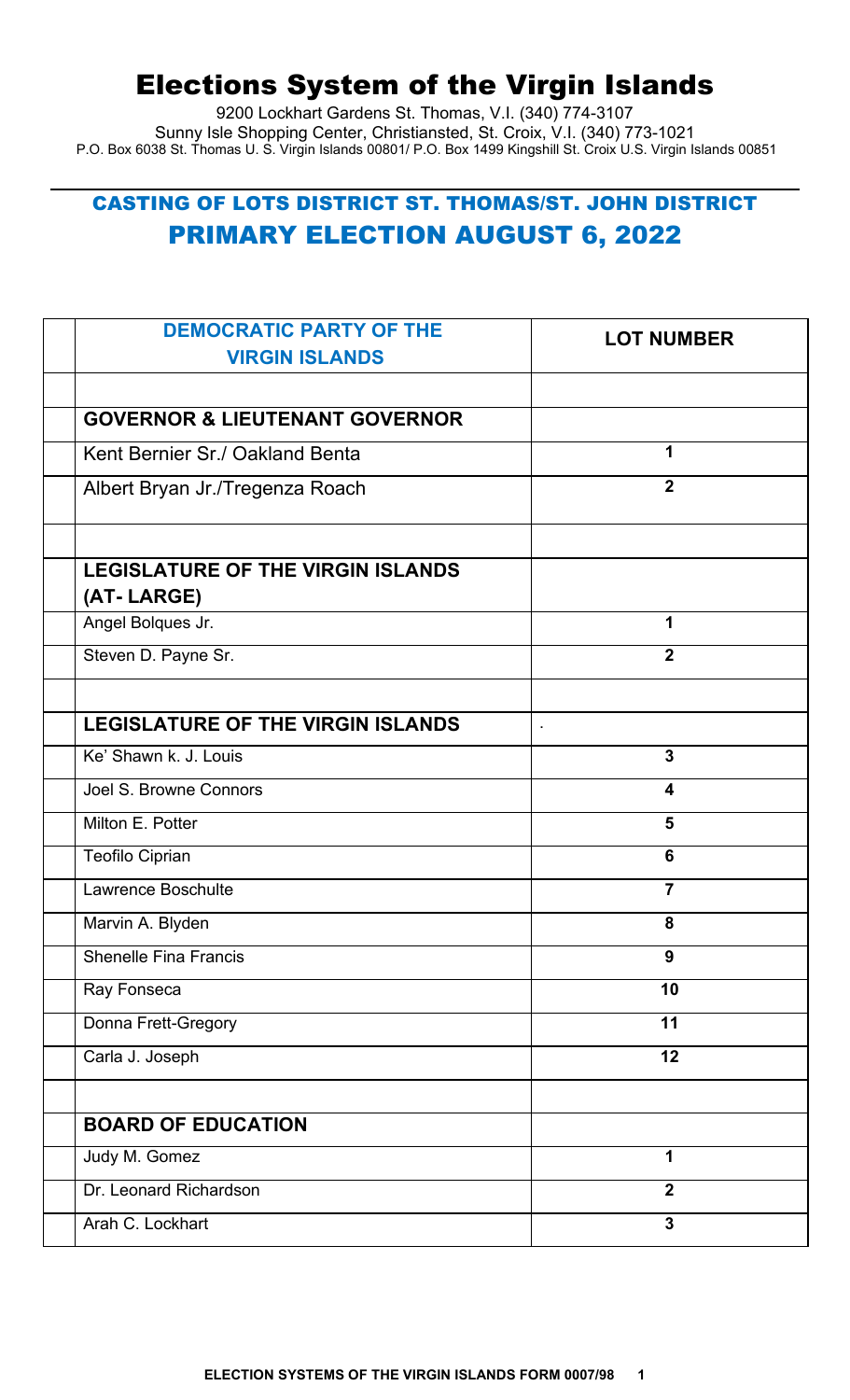# Elections System of the Virgin Islands

9200 Lockhart Gardens St. Thomas, V.I. (340) 774-3107
Sunny Isle Shopping Center, Christiansted, St. Croix, V.I. (340) 773-1021
P.O. Box 6038 St. Thomas U. S. Virgin Islands 00801/ P.O. Box 1499 Kingshill St. Croix U.S. Virgin Islands 00851

## CASTING OF LOTS DISTRICT ST. THOMAS/ST. JOHN DISTRICT
## PRIMARY ELECTION AUGUST 6, 2022

| DEMOCRATIC PARTY OF THE VIRGIN ISLANDS | LOT NUMBER |
|---|---|
| | |
| **GOVERNOR & LIEUTENANT GOVERNOR** | |
| Kent Bernier Sr./ Oakland Benta | 1 |
| Albert Bryan Jr./Tregenza Roach | 2 |
| | |
| **LEGISLATURE OF THE VIRGIN ISLANDS (AT- LARGE)** | |
| Angel Bolques Jr. | 1 |
| Steven D. Payne Sr. | 2 |
| | |
| **LEGISLATURE OF THE VIRGIN ISLANDS** | . |
| Ke' Shawn k. J. Louis | 3 |
| Joel S. Browne Connors | 4 |
| Milton E. Potter | 5 |
| Teofilo Ciprian | 6 |
| Lawrence Boschulte | 7 |
| Marvin A. Blyden | 8 |
| Shenelle Fina Francis | 9 |
| Ray Fonseca | 10 |
| Donna Frett-Gregory | 11 |
| Carla J. Joseph | 12 |
| | |
| **BOARD OF EDUCATION** | |
| Judy M. Gomez | 1 |
| Dr. Leonard Richardson | 2 |
| Arah C. Lockhart | 3 |

ELECTION SYSTEMS OF THE VIRGIN ISLANDS FORM 0007/98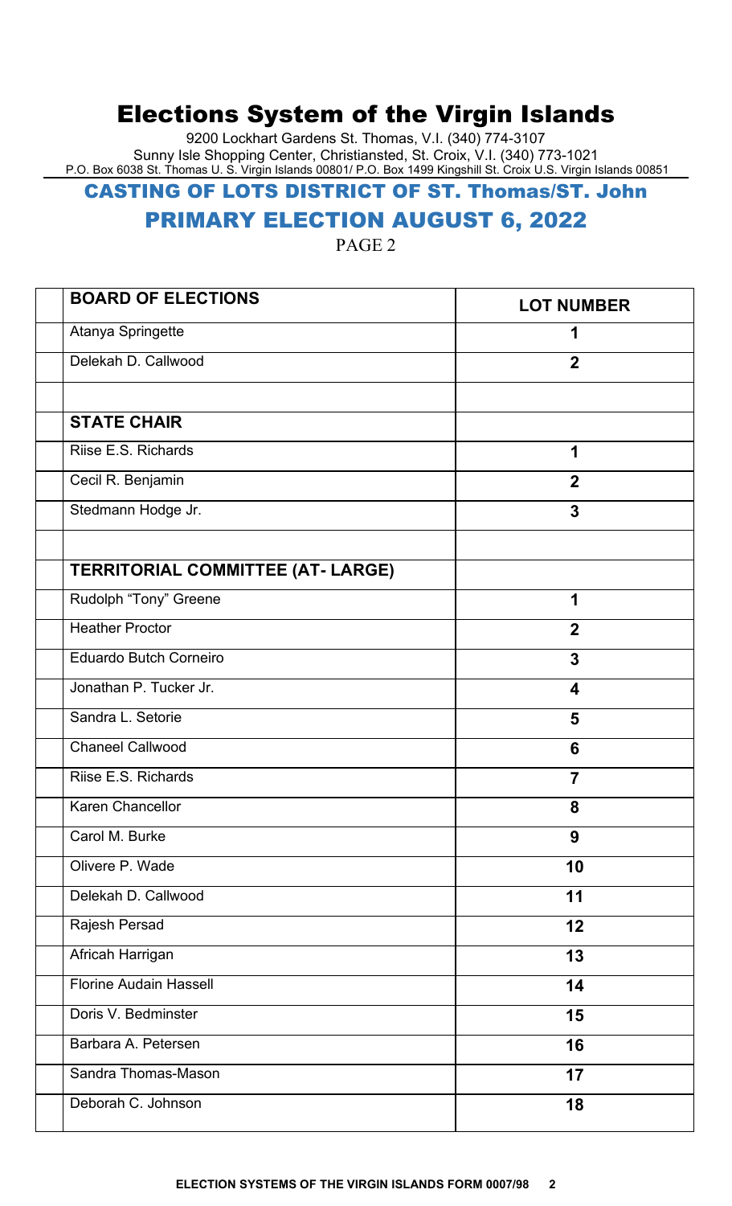# Elections System of the Virgin Islands

9200 Lockhart Gardens St. Thomas, V.I. (340) 774-3107
Sunny Isle Shopping Center, Christiansted, St. Croix, V.I. (340) 773-1021
P.O. Box 6038 St. Thomas U. S. Virgin Islands 00801/ P.O. Box 1499 Kingshill St. Croix U.S. Virgin Islands 00851

## CASTING OF LOTS DISTRICT OF ST. Thomas/ST. John

## PRIMARY ELECTION AUGUST 6, 2022

PAGE 2

| | **BOARD OF ELECTIONS** | **LOT NUMBER** |
|---|---|---|
| | Atanya Springette | **1** |
| | Delekah D. Callwood | **2** |
| | | |
| | **STATE CHAIR** | |
| | Riise E.S. Richards | **1** |
| | Cecil R. Benjamin | **2** |
| | Stedmann Hodge Jr. | **3** |
| | | |
| | **TERRITORIAL COMMITTEE (AT- LARGE)** | |
| | Rudolph "Tony" Greene | **1** |
| | Heather Proctor | **2** |
| | Eduardo Butch Corneiro | **3** |
| | Jonathan P. Tucker Jr. | **4** |
| | Sandra L. Setorie | **5** |
| | Chaneel Callwood | **6** |
| | Riise E.S. Richards | **7** |
| | Karen Chancellor | **8** |
| | Carol M. Burke | **9** |
| | Olivere P. Wade | **10** |
| | Delekah D. Callwood | **11** |
| | Rajesh Persad | **12** |
| | Africah Harrigan | **13** |
| | Florine Audain Hassell | **14** |
| | Doris V. Bedminster | **15** |
| | Barbara A. Petersen | **16** |
| | Sandra Thomas-Mason | **17** |
| | Deborah C. Johnson | **18** |

**ELECTION SYSTEMS OF THE VIRGIN ISLANDS FORM 0007/98**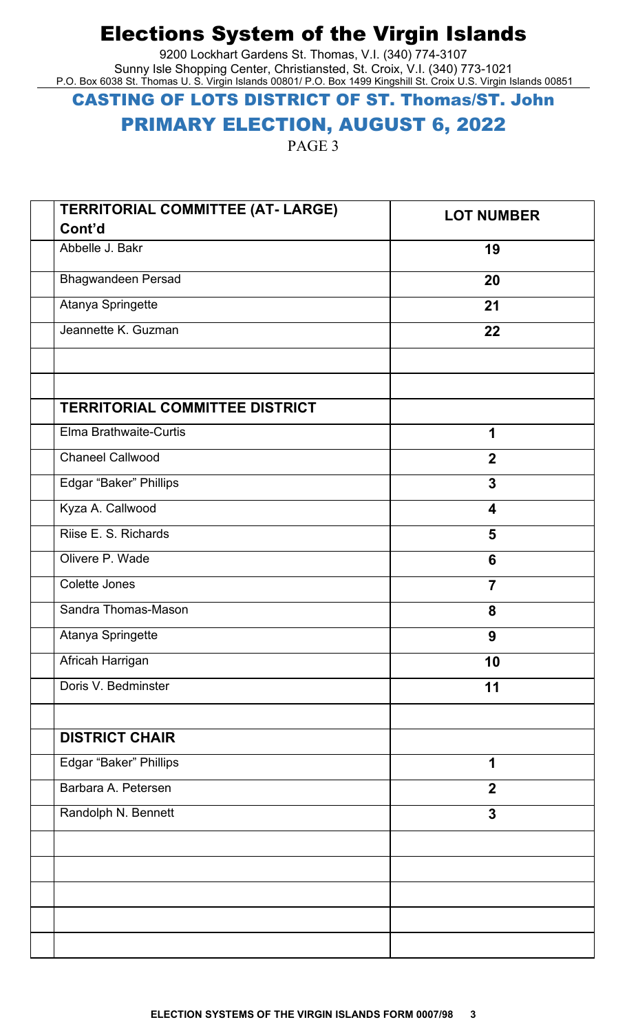# Elections System of the Virgin Islands

9200 Lockhart Gardens St. Thomas, V.I. (340) 774-3107
Sunny Isle Shopping Center, Christiansted, St. Croix, V.I. (340) 773-1021
P.O. Box 6038 St. Thomas U. S. Virgin Islands 00801/ P.O. Box 1499 Kingshill St. Croix U.S. Virgin Islands 00851

## CASTING OF LOTS DISTRICT OF ST. Thomas/ST. John

## PRIMARY ELECTION, AUGUST 6, 2022

PAGE 3

| | **TERRITORIAL COMMITTEE (AT- LARGE) Cont'd** | **LOT NUMBER** |
|---|---|---|
| | Abbelle J. Bakr | **19** |
| | Bhagwandeen Persad | **20** |
| | Atanya Springette | **21** |
| | Jeannette K. Guzman | **22** |
| | | |
| | | |
| | **TERRITORIAL COMMITTEE DISTRICT** | |
| | Elma Brathwaite-Curtis | **1** |
| | Chaneel Callwood | **2** |
| | Edgar "Baker" Phillips | **3** |
| | Kyza A. Callwood | **4** |
| | Riise E. S. Richards | **5** |
| | Olivere P. Wade | **6** |
| | Colette Jones | **7** |
| | Sandra Thomas-Mason | **8** |
| | Atanya Springette | **9** |
| | Africah Harrigan | **10** |
| | Doris V. Bedminster | **11** |
| | | |
| | **DISTRICT CHAIR** | |
| | Edgar "Baker" Phillips | **1** |
| | Barbara A. Petersen | **2** |
| | Randolph N. Bennett | **3** |
| | | |
| | | |
| | | |
| | | |
| | | |

ELECTION SYSTEMS OF THE VIRGIN ISLANDS FORM 0007/98